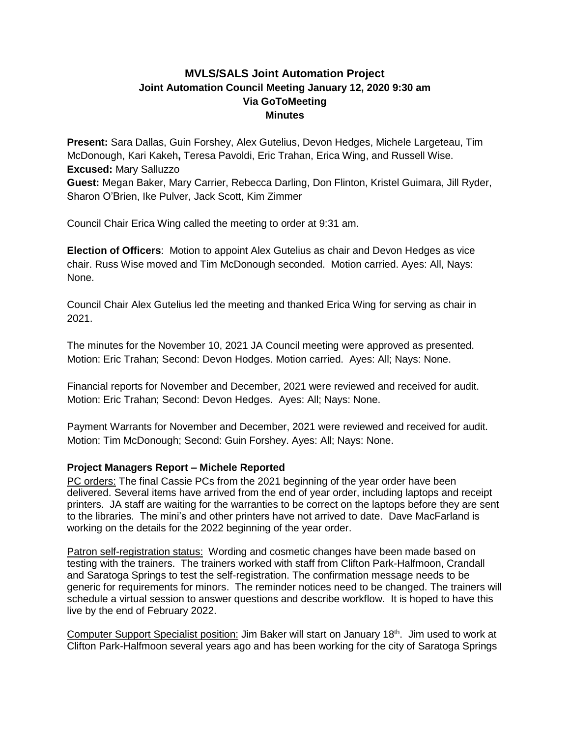# MVLS/SALS Joint Automation Project
## Joint Automation Council Meeting January 12, 2020 9:30 am
## Via GoToMeeting
## Minutes

**Present:** Sara Dallas, Guin Forshey, Alex Gutelius, Devon Hedges, Michele Largeteau, Tim McDonough, Kari Kakeh**,** Teresa Pavoldi, Eric Trahan, Erica Wing, and Russell Wise.
**Excused:** Mary Salluzzo
**Guest:** Megan Baker, Mary Carrier, Rebecca Darling, Don Flinton, Kristel Guimara, Jill Ryder, Sharon O'Brien, Ike Pulver, Jack Scott, Kim Zimmer

Council Chair Erica Wing called the meeting to order at 9:31 am.

**Election of Officers**: Motion to appoint Alex Gutelius as chair and Devon Hedges as vice chair. Russ Wise moved and Tim McDonough seconded. Motion carried. Ayes: All, Nays: None.

Council Chair Alex Gutelius led the meeting and thanked Erica Wing for serving as chair in 2021.

The minutes for the November 10, 2021 JA Council meeting were approved as presented. Motion: Eric Trahan; Second: Devon Hodges. Motion carried. Ayes: All; Nays: None.

Financial reports for November and December, 2021 were reviewed and received for audit. Motion: Eric Trahan; Second: Devon Hedges. Ayes: All; Nays: None.

Payment Warrants for November and December, 2021 were reviewed and received for audit. Motion: Tim McDonough; Second: Guin Forshey. Ayes: All; Nays: None.

### Project Managers Report – Michele Reported

PC orders: The final Cassie PCs from the 2021 beginning of the year order have been delivered. Several items have arrived from the end of year order, including laptops and receipt printers. JA staff are waiting for the warranties to be correct on the laptops before they are sent to the libraries. The mini's and other printers have not arrived to date. Dave MacFarland is working on the details for the 2022 beginning of the year order.

Patron self-registration status: Wording and cosmetic changes have been made based on testing with the trainers. The trainers worked with staff from Clifton Park-Halfmoon, Crandall and Saratoga Springs to test the self-registration. The confirmation message needs to be generic for requirements for minors. The reminder notices need to be changed. The trainers will schedule a virtual session to answer questions and describe workflow. It is hoped to have this live by the end of February 2022.

Computer Support Specialist position: Jim Baker will start on January 18th. Jim used to work at Clifton Park-Halfmoon several years ago and has been working for the city of Saratoga Springs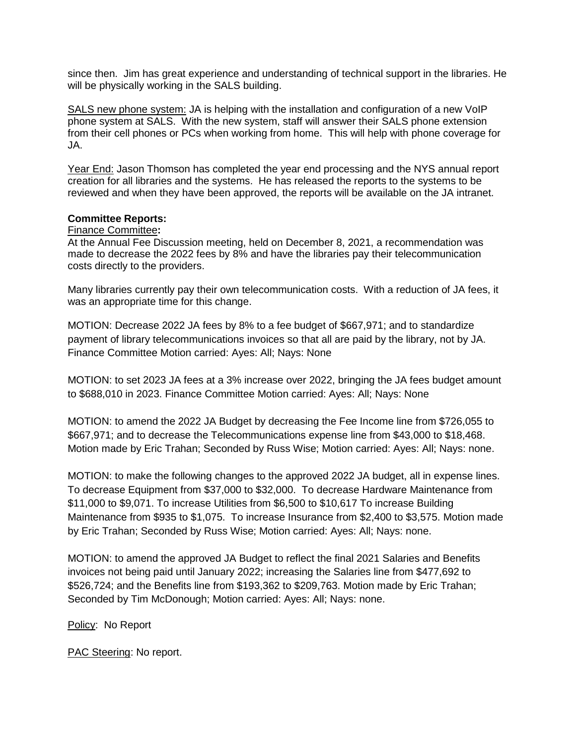since then. Jim has great experience and understanding of technical support in the libraries. He will be physically working in the SALS building.

SALS new phone system: JA is helping with the installation and configuration of a new VoIP phone system at SALS. With the new system, staff will answer their SALS phone extension from their cell phones or PCs when working from home. This will help with phone coverage for JA.

Year End: Jason Thomson has completed the year end processing and the NYS annual report creation for all libraries and the systems. He has released the reports to the systems to be reviewed and when they have been approved, the reports will be available on the JA intranet.

**Committee Reports:**

Finance Committee**:**

At the Annual Fee Discussion meeting, held on December 8, 2021, a recommendation was made to decrease the 2022 fees by 8% and have the libraries pay their telecommunication costs directly to the providers.

Many libraries currently pay their own telecommunication costs. With a reduction of JA fees, it was an appropriate time for this change.

MOTION: Decrease 2022 JA fees by 8% to a fee budget of $667,971; and to standardize payment of library telecommunications invoices so that all are paid by the library, not by JA. Finance Committee Motion carried: Ayes: All; Nays: None

MOTION: to set 2023 JA fees at a 3% increase over 2022, bringing the JA fees budget amount to $688,010 in 2023. Finance Committee Motion carried: Ayes: All; Nays: None

MOTION: to amend the 2022 JA Budget by decreasing the Fee Income line from $726,055 to $667,971; and to decrease the Telecommunications expense line from $43,000 to $18,468. Motion made by Eric Trahan; Seconded by Russ Wise; Motion carried: Ayes: All; Nays: none.

MOTION: to make the following changes to the approved 2022 JA budget, all in expense lines. To decrease Equipment from $37,000 to $32,000. To decrease Hardware Maintenance from $11,000 to $9,071. To increase Utilities from $6,500 to $10,617 To increase Building Maintenance from $935 to $1,075. To increase Insurance from $2,400 to $3,575. Motion made by Eric Trahan; Seconded by Russ Wise; Motion carried: Ayes: All; Nays: none.

MOTION: to amend the approved JA Budget to reflect the final 2021 Salaries and Benefits invoices not being paid until January 2022; increasing the Salaries line from $477,692 to $526,724; and the Benefits line from $193,362 to $209,763. Motion made by Eric Trahan; Seconded by Tim McDonough; Motion carried: Ayes: All; Nays: none.

Policy: No Report

PAC Steering: No report.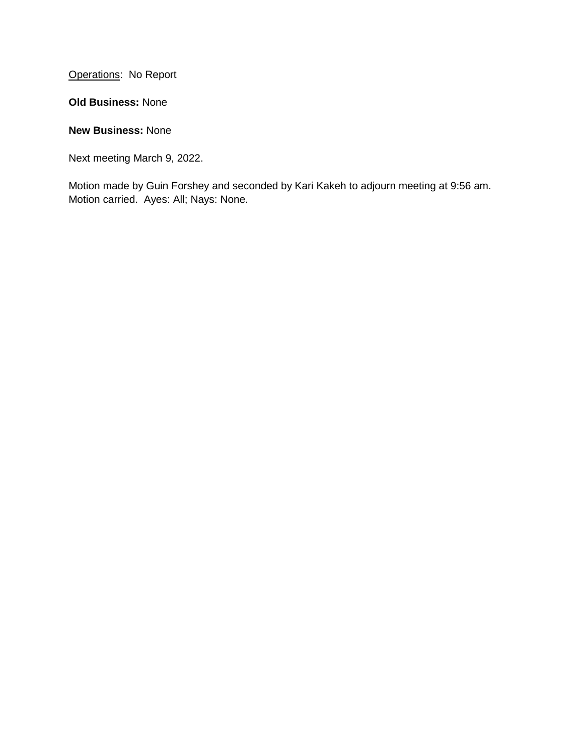<u>Operations</u>: No Report

**Old Business:** None

**New Business:** None

Next meeting March 9, 2022.

Motion made by Guin Forshey and seconded by Kari Kakeh to adjourn meeting at 9:56 am. Motion carried. Ayes: All; Nays: None.